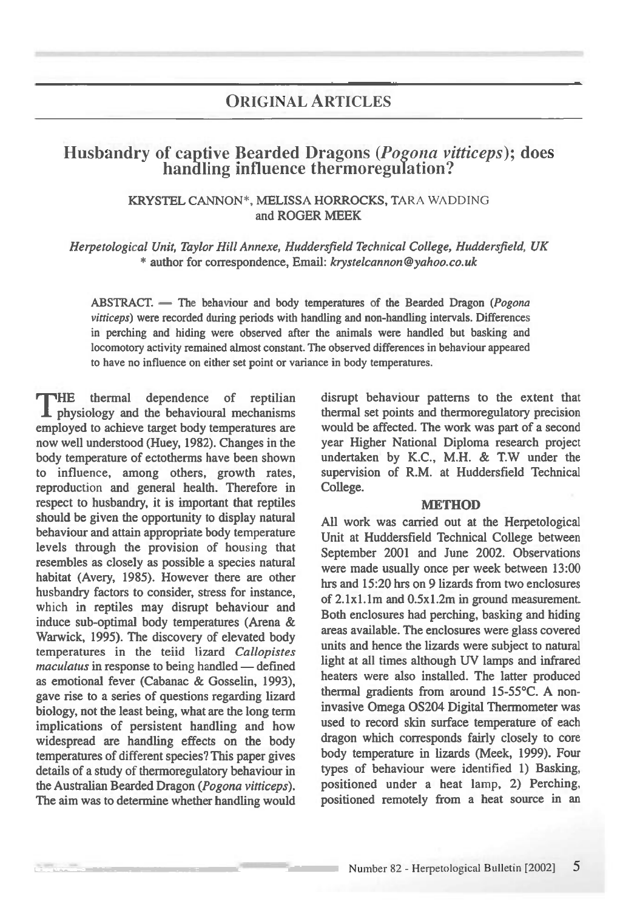## ORIGINAL ARTICLES

# Husbandry of captive Bearded Dragons (*Pogona vitticeps*); does handling influence thermoregulation?

KRYSTEL CANNON*, MELISSA HORROCKS, TARA WADDING and ROGER MEEK

*Herpetological Unit, Taylor Hill Annexe, Huddersfield Technical College, Huddersfield, UK*
\* author for correspondence, Email: *krystelcannon@yahoo.co.uk*

ABSTRACT. — The behaviour and body temperatures of the Bearded Dragon (*Pogona vitticeps*) were recorded during periods with handling and non-handling intervals. Differences in perching and hiding were observed after the animals were handled but basking and locomotory activity remained almost constant. The observed differences in behaviour appeared to have no influence on either set point or variance in body temperatures.

THE thermal dependence of reptilian physiology and the behavioural mechanisms employed to achieve target body temperatures are now well understood (Huey, 1982). Changes in the body temperature of ectotherms have been shown to influence, among others, growth rates, reproduction and general health. Therefore in respect to husbandry, it is important that reptiles should be given the opportunity to display natural behaviour and attain appropriate body temperature levels through the provision of housing that resembles as closely as possible a species natural habitat (Avery, 1985). However there are other husbandry factors to consider, stress for instance, which in reptiles may disrupt behaviour and induce sub-optimal body temperatures (Arena & Warwick, 1995). The discovery of elevated body temperatures in the teiid lizard *Callopistes maculatus* in response to being handled — defined as emotional fever (Cabanac & Gosselin, 1993), gave rise to a series of questions regarding lizard biology, not the least being, what are the long term implications of persistent handling and how widespread are handling effects on the body temperatures of different species? This paper gives details of a study of thermoregulatory behaviour in the Australian Bearded Dragon (*Pogona vitticeps*). The aim was to determine whether handling would disrupt behaviour patterns to the extent that thermal set points and thermoregulatory precision would be affected. The work was part of a second year Higher National Diploma research project undertaken by K.C., M.H. & T.W under the supervision of R.M. at Huddersfield Technical College.

### METHOD

All work was carried out at the Herpetological Unit at Huddersfield Technical College between September 2001 and June 2002. Observations were made usually once per week between 13:00 hrs and 15:20 hrs on 9 lizards from two enclosures of 2.1x1.1m and 0.5x1.2m in ground measurement. Both enclosures had perching, basking and hiding areas available. The enclosures were glass covered units and hence the lizards were subject to natural light at all times although UV lamps and infrared heaters were also installed. The latter produced thermal gradients from around 15-55°C. A non-invasive Omega OS204 Digital Thermometer was used to record skin surface temperature of each dragon which corresponds fairly closely to core body temperature in lizards (Meek, 1999). Four types of behaviour were identified 1) Basking, positioned under a heat lamp, 2) Perching, positioned remotely from a heat source in an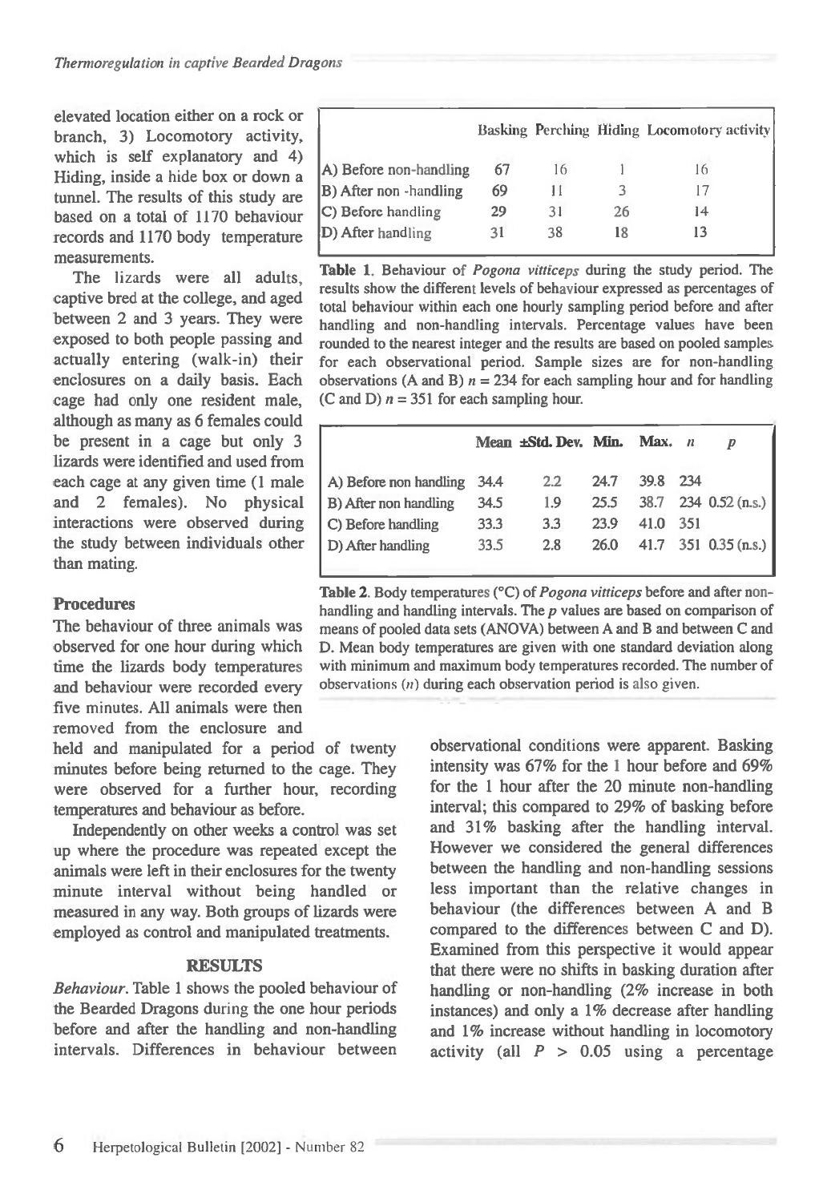elevated location either on a rock or branch, 3) Locomotory activity, which is self explanatory and 4) Hiding, inside a hide box or down a tunnel. The results of this study are based on a total of 1170 behaviour records and 1170 body temperature measurements.

The lizards were all adults, captive bred at the college, and aged between 2 and 3 years. They were exposed to both people passing and actually entering (walk-in) their enclosures on a daily basis. Each cage had only one resident male, although as many as 6 females could be present in a cage but only 3 lizards were identified and used from each cage at any given time (1 male and 2 females). No physical interactions were observed during the study between individuals other than mating.

## Procedures

The behaviour of three animals was observed for one hour during which time the lizards body temperatures and behaviour were recorded every five minutes. All animals were then removed from the enclosure and held and manipulated for a period of twenty minutes before being returned to the cage. They were observed for a further hour, recording temperatures and behaviour as before.

Independently on other weeks a control was set up where the procedure was repeated except the animals were left in their enclosures for the twenty minute interval without being handled or measured in any way. Both groups of lizards were employed as control and manipulated treatments.

| | Basking | Perching | Hiding | Locomotory activity |
|---|---|---|---|---|
| A) Before non-handling | 67 | 16 | 1 | 16 |
| B) After non -handling | 69 | 11 | 3 | 17 |
| C) Before handling | 29 | 31 | 26 | 14 |
| D) After handling | 31 | 38 | 18 | 13 |

**Table 1**. Behaviour of *Pogona vitticeps* during the study period. The results show the different levels of behaviour expressed as percentages of total behaviour within each one hourly sampling period before and after handling and non-handling intervals. Percentage values have been rounded to the nearest integer and the results are based on pooled samples for each observational period. Sample sizes are for non-handling observations (A and B) $n = 234$ for each sampling hour and for handling (C and D) $n = 351$ for each sampling hour.

| | Mean | ±Std. Dev. | Min. | Max. | $n$ | $p$ |
|---|---|---|---|---|---|---|
| A) Before non handling | 34.4 | 2.2 | 24.7 | 39.8 | 234 | |
| B) After non handling | 34.5 | 1.9 | 25.5 | 38.7 | 234 | 0.52 (n.s.) |
| C) Before handling | 33.3 | 3.3 | 23.9 | 41.0 | 351 | |
| D) After handling | 33.5 | 2.8 | 26.0 | 41.7 | 351 | 0.35 (n.s.) |

**Table 2**. Body temperatures (°C) of *Pogona vitticeps* before and after non-handling and handling intervals. The $p$ values are based on comparison of means of pooled data sets (ANOVA) between A and B and between C and D. Mean body temperatures are given with one standard deviation along with minimum and maximum body temperatures recorded. The number of observations ($n$) during each observation period is also given.

## RESULTS

*Behaviour*. Table 1 shows the pooled behaviour of the Bearded Dragons during the one hour periods before and after the handling and non-handling intervals. Differences in behaviour between observational conditions were apparent. Basking intensity was 67% for the 1 hour before and 69% for the 1 hour after the 20 minute non-handling interval; this compared to 29% of basking before and 31% basking after the handling interval. However we considered the general differences between the handling and non-handling sessions less important than the relative changes in behaviour (the differences between A and B compared to the differences between C and D). Examined from this perspective it would appear that there were no shifts in basking duration after handling or non-handling (2% increase in both instances) and only a 1% decrease after handling and 1% increase without handling in locomotory activity (all $P > 0.05$ using a percentage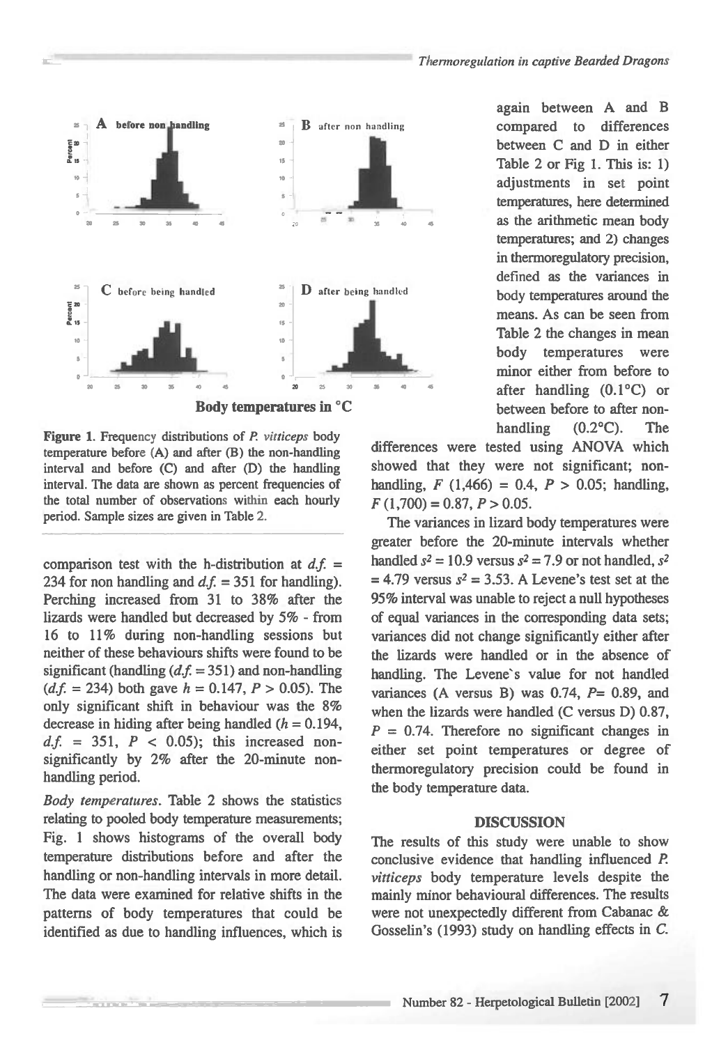Figure 1. Frequency distributions of *P. vitticeps* body temperature before (A) and after (B) the non-handling interval and before (C) and after (D) the handling interval. The data are shown as percent frequencies of the total number of observations within each hourly period. Sample sizes are given in Table 2.

comparison test with the h-distribution at *d.f.* = 234 for non handling and *d.f.* = 351 for handling). Perching increased from 31 to 38% after the lizards were handled but decreased by 5% - from 16 to 11% during non-handling sessions but neither of these behaviours shifts were found to be significant (handling (*d.f.* = 351) and non-handling (*d.f.* = 234) both gave $h = 0.147$, $P > 0.05$). The only significant shift in behaviour was the 8% decrease in hiding after being handled ($h = 0.194$, *d.f.* = 351, $P < 0.05$); this increased non-significantly by 2% after the 20-minute non-handling period.

*Body temperatures*. Table 2 shows the statistics relating to pooled body temperature measurements; Fig. 1 shows histograms of the overall body temperature distributions before and after the handling or non-handling intervals in more detail. The data were examined for relative shifts in the patterns of body temperatures that could be identified as due to handling influences, which is again between A and B compared to differences between C and D in either Table 2 or Fig 1. This is: 1) adjustments in set point temperatures, here determined as the arithmetic mean body temperatures; and 2) changes in thermoregulatory precision, defined as the variances in body temperatures around the means. As can be seen from Table 2 the changes in mean body temperatures were minor either from before to after handling (0.1°C) or between before to after non-handling (0.2°C). The differences were tested using ANOVA which showed that they were not significant; non-handling, $F$ (1,466) = 0.4, $P > 0.05$; handling, $F$ (1,700) = 0.87, $P > 0.05$.

The variances in lizard body temperatures were greater before the 20-minute intervals whether handled $s^2 = 10.9$ versus $s^2 = 7.9$ or not handled, $s^2 = 4.79$ versus $s^2 = 3.53$. A Levene's test set at the 95% interval was unable to reject a null hypotheses of equal variances in the corresponding data sets; variances did not change significantly either after the lizards were handled or in the absence of handling. The Levene`s value for not handled variances (A versus B) was 0.74, $P = 0.89$, and when the lizards were handled (C versus D) 0.87, $P = 0.74$. Therefore no significant changes in either set point temperatures or degree of thermoregulatory precision could be found in the body temperature data.

## DISCUSSION

The results of this study were unable to show conclusive evidence that handling influenced *P. vitticeps* body temperature levels despite the mainly minor behavioural differences. The results were not unexpectedly different from Cabanac & Gosselin's (1993) study on handling effects in *C.*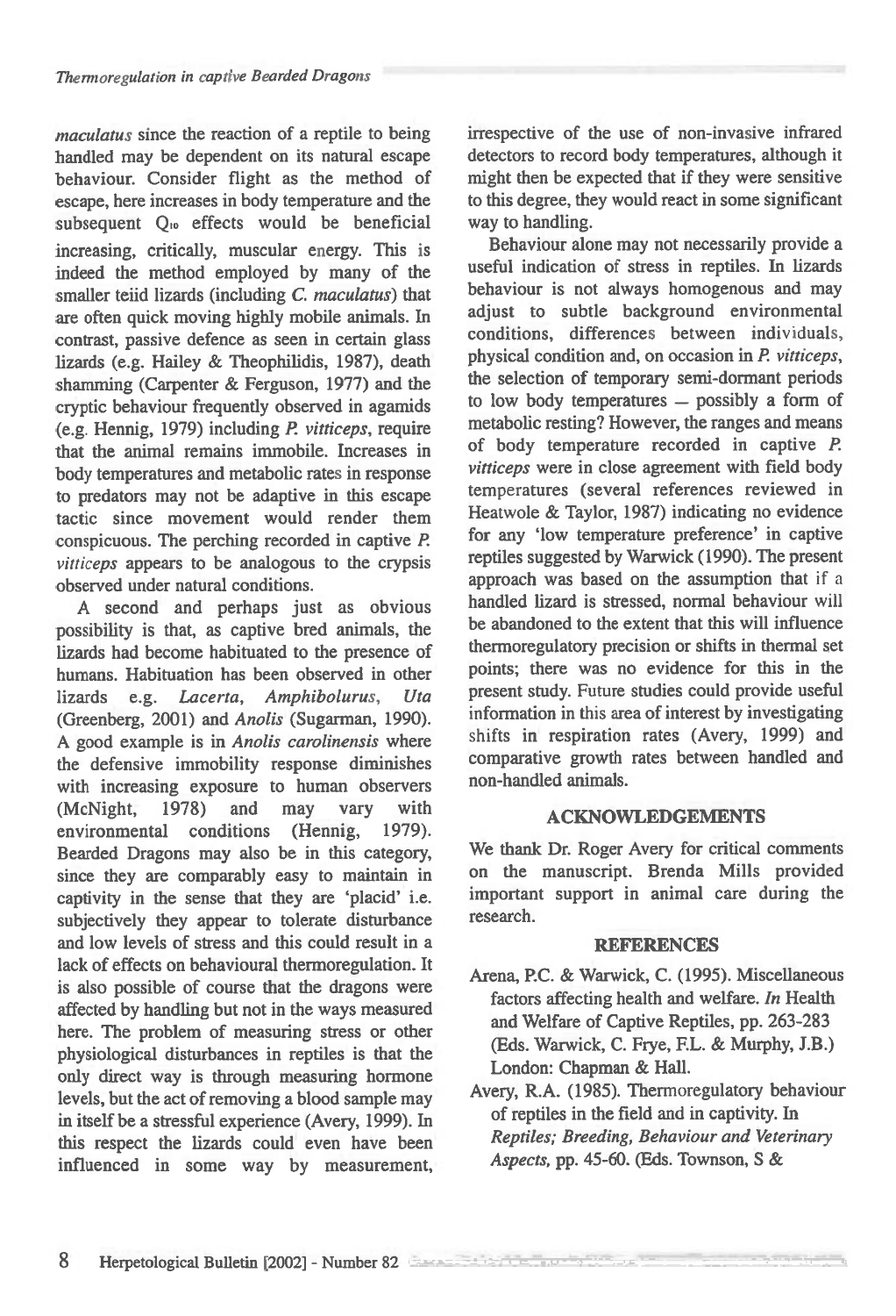*maculatus* since the reaction of a reptile to being handled may be dependent on its natural escape behaviour. Consider flight as the method of escape, here increases in body temperature and the subsequent $Q_{10}$ effects would be beneficial increasing, critically, muscular energy. This is indeed the method employed by many of the smaller teiid lizards (including *C. maculatus*) that are often quick moving highly mobile animals. In contrast, passive defence as seen in certain glass lizards (e.g. Hailey & Theophilidis, 1987), death shamming (Carpenter & Ferguson, 1977) and the cryptic behaviour frequently observed in agamids (e.g. Hennig, 1979) including *P. vitticeps*, require that the animal remains immobile. Increases in body temperatures and metabolic rates in response to predators may not be adaptive in this escape tactic since movement would render them conspicuous. The perching recorded in captive *P. vitticeps* appears to be analogous to the crypsis observed under natural conditions.

A second and perhaps just as obvious possibility is that, as captive bred animals, the lizards had become habituated to the presence of humans. Habituation has been observed in other lizards e.g. *Lacerta*, *Amphibolurus*, *Uta* (Greenberg, 2001) and *Anolis* (Sugarman, 1990). A good example is in *Anolis carolinensis* where the defensive immobility response diminishes with increasing exposure to human observers (McNight, 1978) and may vary with environmental conditions (Hennig, 1979). Bearded Dragons may also be in this category, since they are comparably easy to maintain in captivity in the sense that they are 'placid' i.e. subjectively they appear to tolerate disturbance and low levels of stress and this could result in a lack of effects on behavioural thermoregulation. It is also possible of course that the dragons were affected by handling but not in the ways measured here. The problem of measuring stress or other physiological disturbances in reptiles is that the only direct way is through measuring hormone levels, but the act of removing a blood sample may in itself be a stressful experience (Avery, 1999). In this respect the lizards could even have been influenced in some way by measurement, irrespective of the use of non-invasive infrared detectors to record body temperatures, although it might then be expected that if they were sensitive to this degree, they would react in some significant way to handling.

Behaviour alone may not necessarily provide a useful indication of stress in reptiles. In lizards behaviour is not always homogenous and may adjust to subtle background environmental conditions, differences between individuals, physical condition and, on occasion in *P. vitticeps*, the selection of temporary semi-dormant periods to low body temperatures – possibly a form of metabolic resting? However, the ranges and means of body temperature recorded in captive *P. vitticeps* were in close agreement with field body temperatures (several references reviewed in Heatwole & Taylor, 1987) indicating no evidence for any 'low temperature preference' in captive reptiles suggested by Warwick (1990). The present approach was based on the assumption that if a handled lizard is stressed, normal behaviour will be abandoned to the extent that this will influence thermoregulatory precision or shifts in thermal set points; there was no evidence for this in the present study. Future studies could provide useful information in this area of interest by investigating shifts in respiration rates (Avery, 1999) and comparative growth rates between handled and non-handled animals.

## ACKNOWLEDGEMENTS

We thank Dr. Roger Avery for critical comments on the manuscript. Brenda Mills provided important support in animal care during the research.

## REFERENCES

Arena, P.C. & Warwick, C. (1995). Miscellaneous factors affecting health and welfare. *In* Health and Welfare of Captive Reptiles, pp. 263-283 (Eds. Warwick, C. Frye, F.L. & Murphy, J.B.) London: Chapman & Hall.

Avery, R.A. (1985). Thermoregulatory behaviour of reptiles in the field and in captivity. In *Reptiles; Breeding, Behaviour and Veterinary Aspects*, pp. 45-60. (Eds. Townson, S &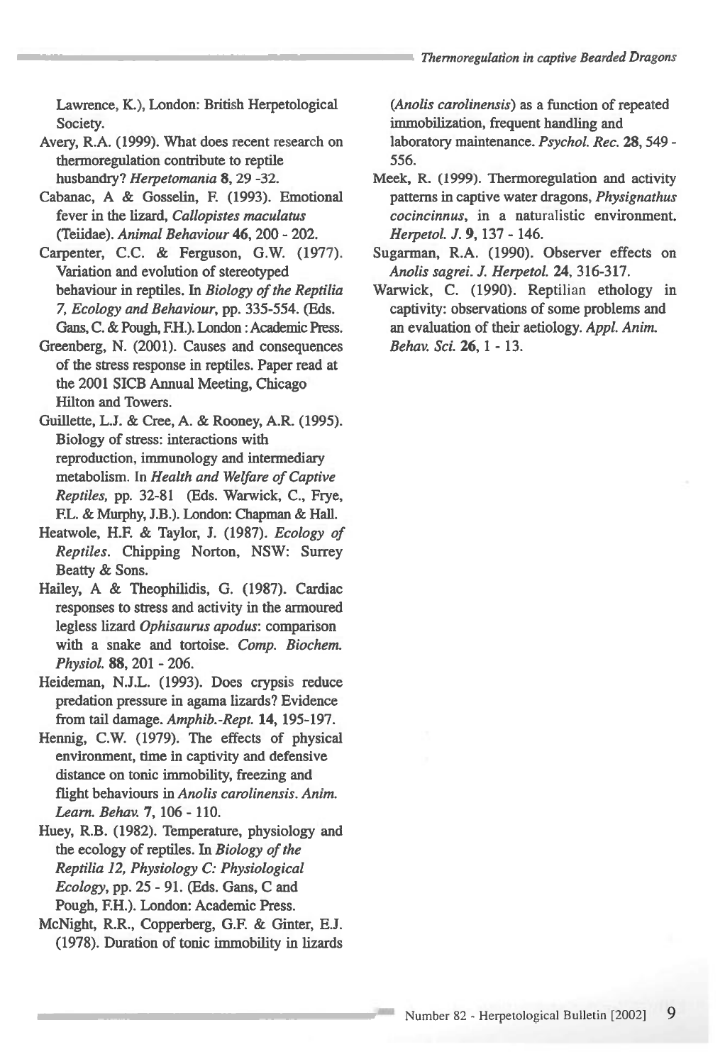Lawrence, K.), London: British Herpetological Society.

Avery, R.A. (1999). What does recent research on thermoregulation contribute to reptile husbandry? *Herpetomania* **8**, 29 -32.

Cabanac, A & Gosselin, F. (1993). Emotional fever in the lizard, *Callopistes maculatus* (Teiidae). *Animal Behaviour* **46**, 200 - 202.

Carpenter, C.C. & Ferguson, G.W. (1977). Variation and evolution of stereotyped behaviour in reptiles. In *Biology of the Reptilia 7, Ecology and Behaviour*, pp. 335-554. (Eds. Gans, C. & Pough, F.H.). London : Academic Press.

Greenberg, N. (2001). Causes and consequences of the stress response in reptiles. Paper read at the 2001 SICB Annual Meeting, Chicago Hilton and Towers.

Guillette, L.J. & Cree, A. & Rooney, A.R. (1995). Biology of stress: interactions with reproduction, immunology and intermediary metabolism. In *Health and Welfare of Captive Reptiles*, pp. 32-81 (Eds. Warwick, C., Frye, F.L. & Murphy, J.B.). London: Chapman & Hall.

Heatwole, H.F. & Taylor, J. (1987). *Ecology of Reptiles*. Chipping Norton, NSW: Surrey Beatty & Sons.

Hailey, A & Theophilidis, G. (1987). Cardiac responses to stress and activity in the armoured legless lizard *Ophisaurus apodus*: comparison with a snake and tortoise. *Comp. Biochem. Physiol.* **88**, 201 - 206.

Heideman, N.J.L. (1993). Does crypsis reduce predation pressure in agama lizards? Evidence from tail damage. *Amphib.-Rept.* **14**, 195-197.

Hennig, C.W. (1979). The effects of physical environment, time in captivity and defensive distance on tonic immobility, freezing and flight behaviours in *Anolis carolinensis*. *Anim. Learn. Behav.* **7**, 106 - 110.

Huey, R.B. (1982). Temperature, physiology and the ecology of reptiles. In *Biology of the Reptilia 12, Physiology C: Physiological Ecology*, pp. 25 - 91. (Eds. Gans, C and Pough, F.H.). London: Academic Press.

McNight, R.R., Copperberg, G.F. & Ginter, E.J. (1978). Duration of tonic immobility in lizards (*Anolis carolinensis*) as a function of repeated immobilization, frequent handling and laboratory maintenance. *Psychol. Rec.* **28**, 549 - 556.

Meek, R. (1999). Thermoregulation and activity patterns in captive water dragons, *Physignathus cocincinnus*, in a naturalistic environment. *Herpetol. J.* **9**, 137 - 146.

Sugarman, R.A. (1990). Observer effects on *Anolis sagrei*. *J. Herpetol.* **24**, 316-317.

Warwick, C. (1990). Reptilian ethology in captivity: observations of some problems and an evaluation of their aetiology. *Appl. Anim. Behav. Sci.* **26**, 1 - 13.